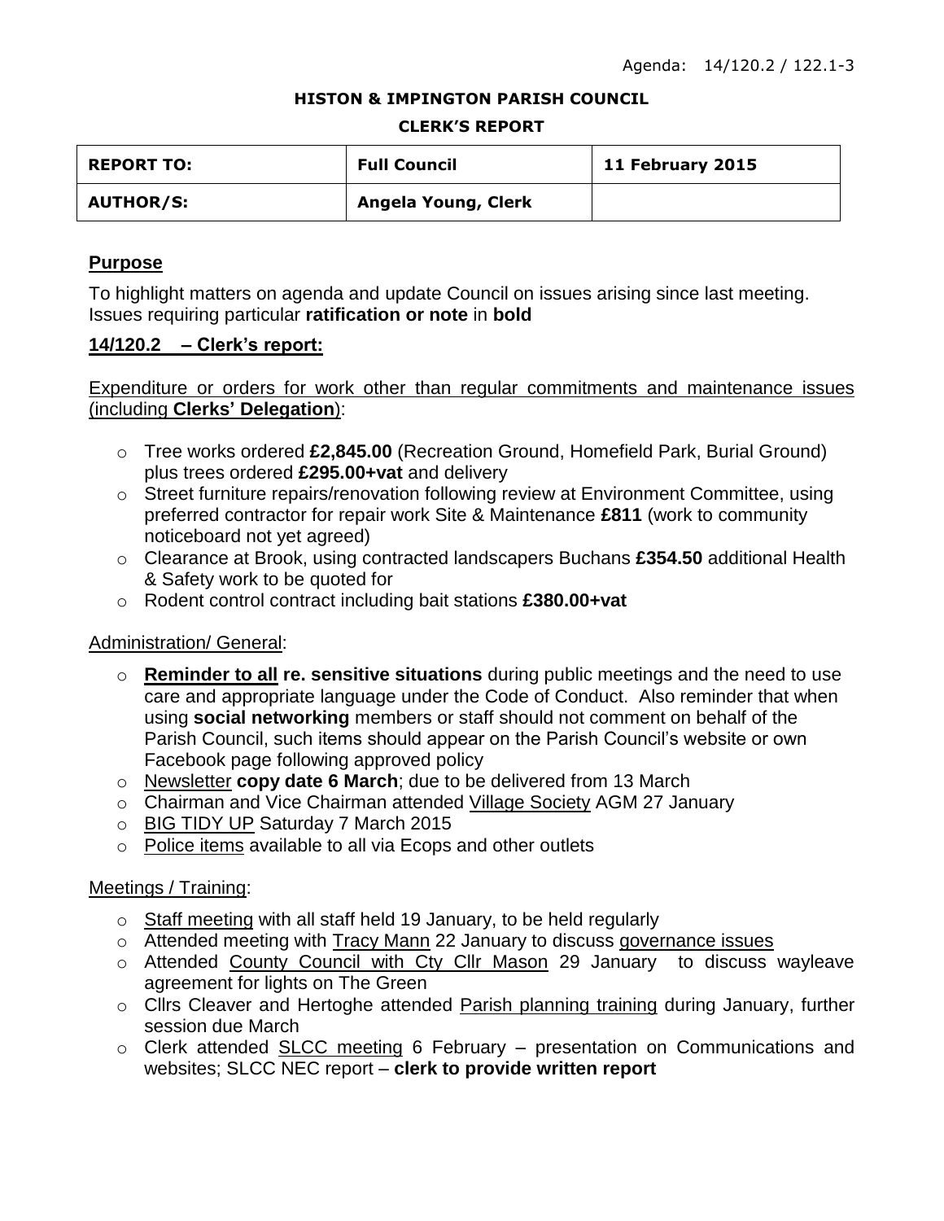Agenda: 14/120.2 / 122.1-3

**HISTON & IMPINGTON PARISH COUNCIL**

**CLERK'S REPORT**

| **REPORT TO:** | **Full Council** | **11 February 2015** |
|---|---|---|
| **AUTHOR/S:** | **Angela Young, Clerk** | |

## Purpose

To highlight matters on agenda and update Council on issues arising since last meeting. Issues requiring particular **ratification or note** in **bold**

## 14/120.2 – Clerk's report:

Expenditure or orders for work other than regular commitments and maintenance issues (including **Clerks' Delegation**):

- Tree works ordered **£2,845.00** (Recreation Ground, Homefield Park, Burial Ground) plus trees ordered **£295.00+vat** and delivery
- Street furniture repairs/renovation following review at Environment Committee, using preferred contractor for repair work Site & Maintenance **£811** (work to community noticeboard not yet agreed)
- Clearance at Brook, using contracted landscapers Buchans **£354.50** additional Health & Safety work to be quoted for
- Rodent control contract including bait stations **£380.00+vat**

Administration/ General:

- **Reminder to all re. sensitive situations** during public meetings and the need to use care and appropriate language under the Code of Conduct. Also reminder that when using **social networking** members or staff should not comment on behalf of the Parish Council, such items should appear on the Parish Council's website or own Facebook page following approved policy
- Newsletter **copy date 6 March**; due to be delivered from 13 March
- Chairman and Vice Chairman attended Village Society AGM 27 January
- BIG TIDY UP Saturday 7 March 2015
- Police items available to all via Ecops and other outlets

Meetings / Training:

- Staff meeting with all staff held 19 January, to be held regularly
- Attended meeting with Tracy Mann 22 January to discuss governance issues
- Attended County Council with Cty Cllr Mason 29 January to discuss wayleave agreement for lights on The Green
- Cllrs Cleaver and Hertoghe attended Parish planning training during January, further session due March
- Clerk attended SLCC meeting 6 February – presentation on Communications and websites; SLCC NEC report – **clerk to provide written report**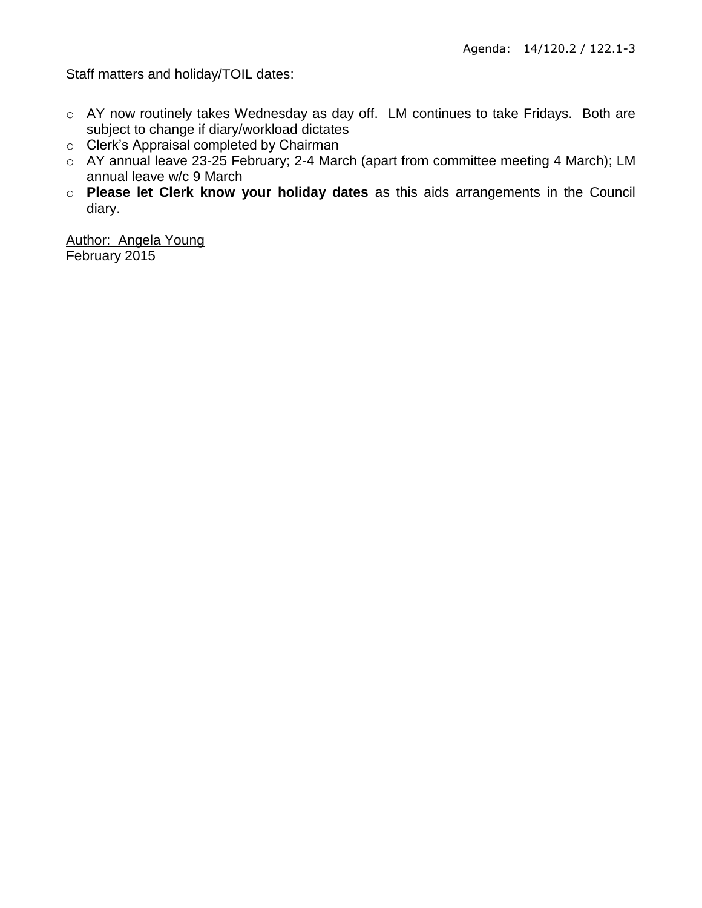Agenda: 14/120.2 / 122.1-3

Staff matters and holiday/TOIL dates:

- AY now routinely takes Wednesday as day off. LM continues to take Fridays. Both are subject to change if diary/workload dictates
- Clerk's Appraisal completed by Chairman
- AY annual leave 23-25 February; 2-4 March (apart from committee meeting 4 March); LM annual leave w/c 9 March
- **Please let Clerk know your holiday dates** as this aids arrangements in the Council diary.

Author: Angela Young
February 2015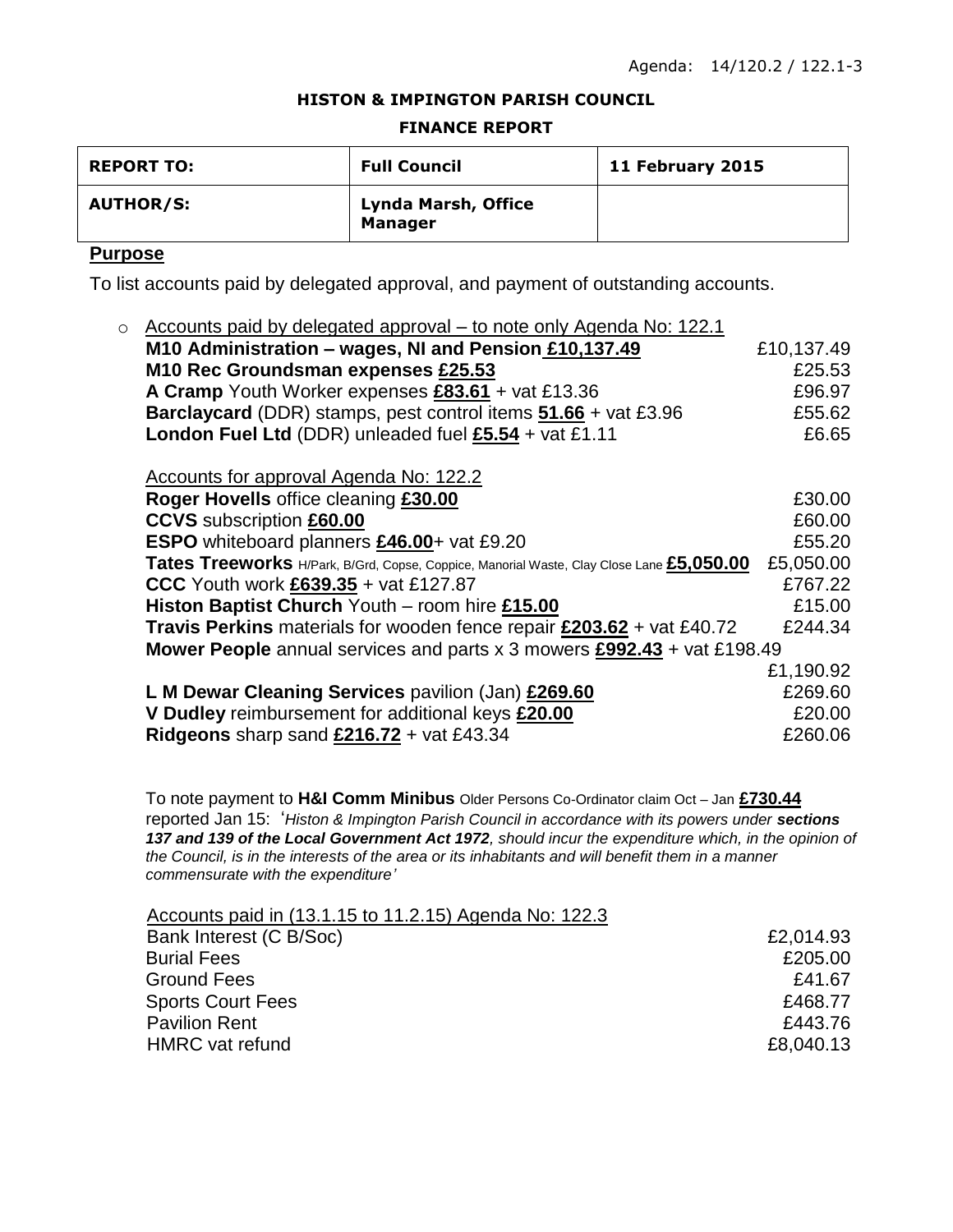Agenda: 14/120.2 / 122.1-3

**HISTON & IMPINGTON PARISH COUNCIL**

**FINANCE REPORT**

| | | |
|---|---|---|
| **REPORT TO:** | **Full Council** | **11 February 2015** |
| **AUTHOR/S:** | **Lynda Marsh, Office Manager** | |

## Purpose

To list accounts paid by delegated approval, and payment of outstanding accounts.

- Accounts paid by delegated approval – to note only Agenda No: 122.1

| | |
|---|---|
| **M10 Administration – wages, NI and Pension £10,137.49** | £10,137.49 |
| **M10 Rec Groundsman expenses £25.53** | £25.53 |
| **A Cramp** Youth Worker expenses **£83.61** + vat £13.36 | £96.97 |
| **Barclaycard** (DDR) stamps, pest control items **51.66** + vat £3.96 | £55.62 |
| **London Fuel Ltd** (DDR) unleaded fuel **£5.54** + vat £1.11 | £6.65 |

Accounts for approval Agenda No: 122.2

| | |
|---|---|
| **Roger Hovells** office cleaning **£30.00** | £30.00 |
| **CCVS** subscription **£60.00** | £60.00 |
| **ESPO** whiteboard planners **£46.00**+ vat £9.20 | £55.20 |
| **Tates Treeworks** H/Park, B/Grd, Copse, Coppice, Manorial Waste, Clay Close Lane **£5,050.00** | £5,050.00 |
| **CCC** Youth work **£639.35** + vat £127.87 | £767.22 |
| **Histon Baptist Church** Youth – room hire **£15.00** | £15.00 |
| **Travis Perkins** materials for wooden fence repair **£203.62** + vat £40.72 | £244.34 |
| **Mower People** annual services and parts x 3 mowers **£992.43** + vat £198.49 | £1,190.92 |
| **L M Dewar Cleaning Services** pavilion (Jan) **£269.60** | £269.60 |
| **V Dudley** reimbursement for additional keys **£20.00** | £20.00 |
| **Ridgeons** sharp sand **£216.72** + vat £43.34 | £260.06 |

To note payment to **H&I Comm Minibus** Older Persons Co-Ordinator claim Oct – Jan **£730.44** reported Jan 15: '*Histon & Impington Parish Council in accordance with its powers under **sections 137 and 139 of the Local Government Act 1972**, should incur the expenditure which, in the opinion of the Council, is in the interests of the area or its inhabitants and will benefit them in a manner commensurate with the expenditure'*

Accounts paid in (13.1.15 to 11.2.15) Agenda No: 122.3

| | |
|---|---|
| Bank Interest (C B/Soc) | £2,014.93 |
| Burial Fees | £205.00 |
| Ground Fees | £41.67 |
| Sports Court Fees | £468.77 |
| Pavilion Rent | £443.76 |
| HMRC vat refund | £8,040.13 |